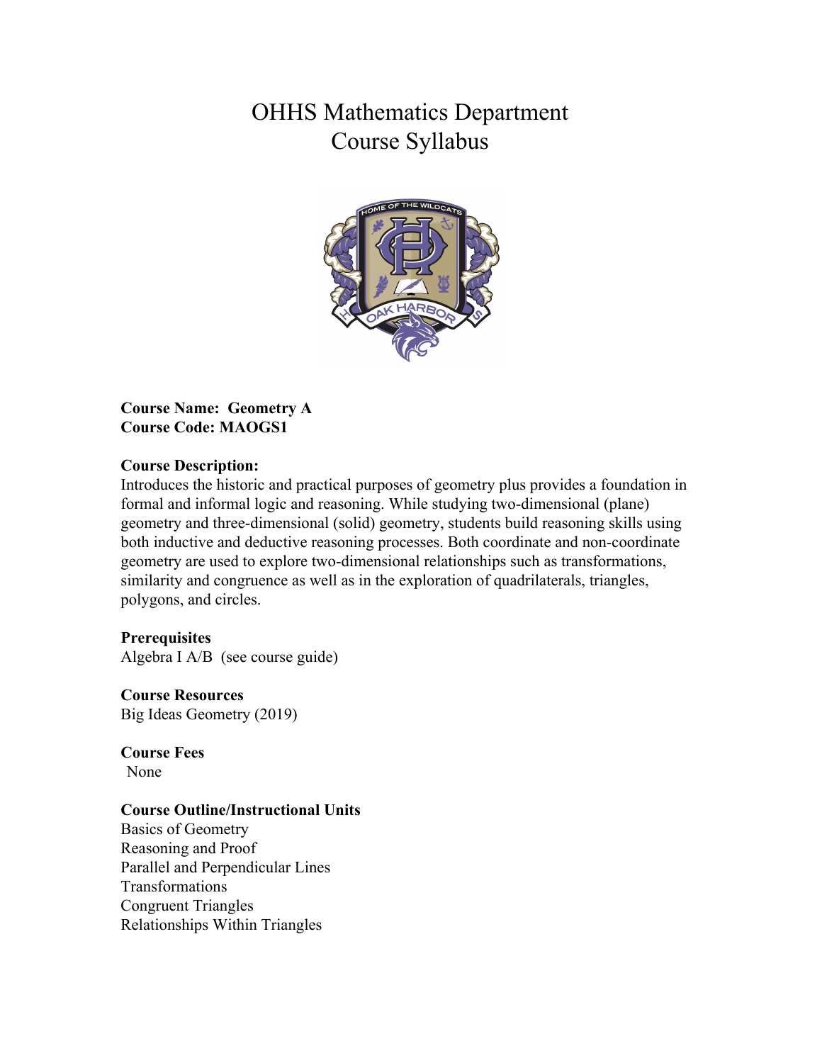# OHHS Mathematics Department
# Course Syllabus

**Course Name: Geometry A**
**Course Code: MAOGS1**

**Course Description:**
Introduces the historic and practical purposes of geometry plus provides a foundation in formal and informal logic and reasoning. While studying two-dimensional (plane) geometry and three-dimensional (solid) geometry, students build reasoning skills using both inductive and deductive reasoning processes. Both coordinate and non-coordinate geometry are used to explore two-dimensional relationships such as transformations, similarity and congruence as well as in the exploration of quadrilaterals, triangles, polygons, and circles.

**Prerequisites**
Algebra I A/B (see course guide)

**Course Resources**
Big Ideas Geometry (2019)

**Course Fees**
None

**Course Outline/Instructional Units**
Basics of Geometry
Reasoning and Proof
Parallel and Perpendicular Lines
Transformations
Congruent Triangles
Relationships Within Triangles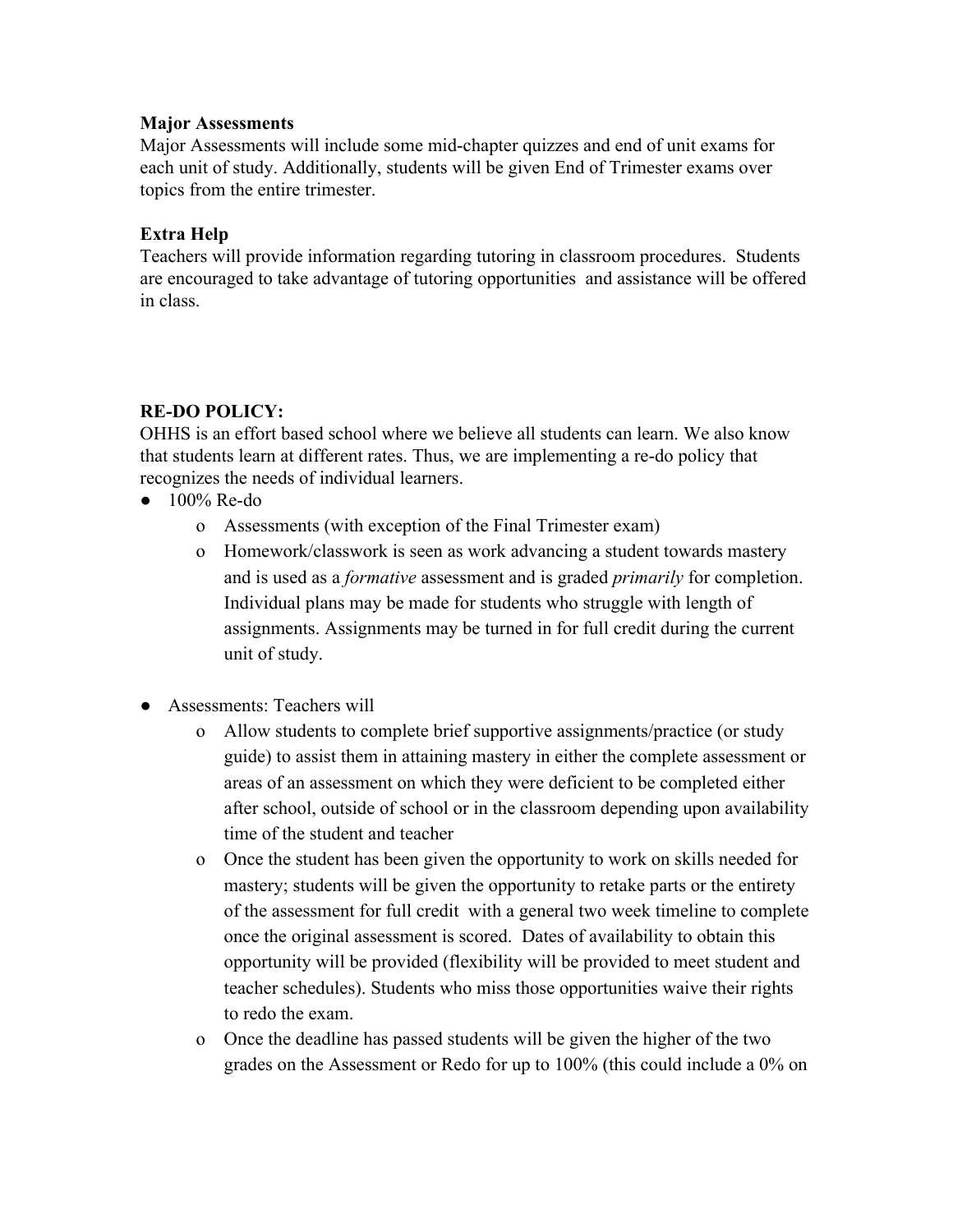**Major Assessments**
Major Assessments will include some mid-chapter quizzes and end of unit exams for each unit of study. Additionally, students will be given End of Trimester exams over topics from the entire trimester.

**Extra Help**
Teachers will provide information regarding tutoring in classroom procedures. Students are encouraged to take advantage of tutoring opportunities and assistance will be offered in class.

**RE-DO POLICY:**
OHHS is an effort based school where we believe all students can learn. We also know that students learn at different rates. Thus, we are implementing a re-do policy that recognizes the needs of individual learners.

- 100% Re-do
  - Assessments (with exception of the Final Trimester exam)
  - Homework/classwork is seen as work advancing a student towards mastery and is used as a *formative* assessment and is graded *primarily* for completion. Individual plans may be made for students who struggle with length of assignments. Assignments may be turned in for full credit during the current unit of study.

- Assessments: Teachers will
  - Allow students to complete brief supportive assignments/practice (or study guide) to assist them in attaining mastery in either the complete assessment or areas of an assessment on which they were deficient to be completed either after school, outside of school or in the classroom depending upon availability time of the student and teacher
  - Once the student has been given the opportunity to work on skills needed for mastery; students will be given the opportunity to retake parts or the entirety of the assessment for full credit with a general two week timeline to complete once the original assessment is scored. Dates of availability to obtain this opportunity will be provided (flexibility will be provided to meet student and teacher schedules). Students who miss those opportunities waive their rights to redo the exam.
  - Once the deadline has passed students will be given the higher of the two grades on the Assessment or Redo for up to 100% (this could include a 0% on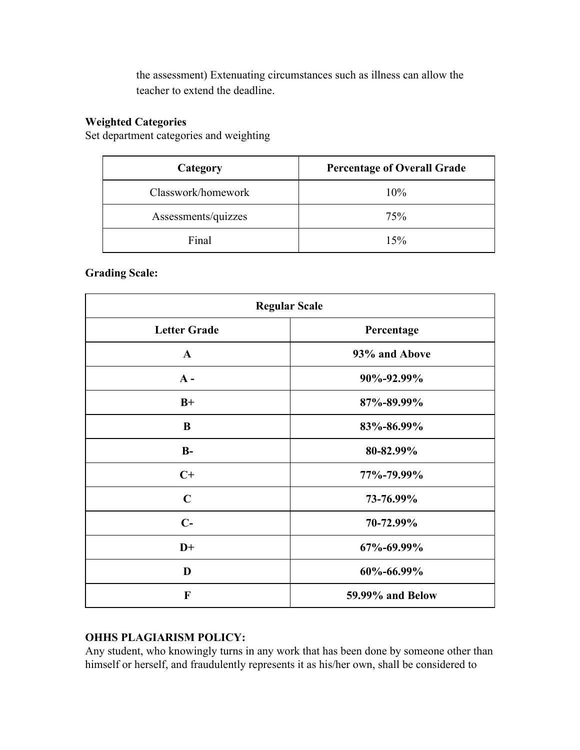the assessment) Extenuating circumstances such as illness can allow the teacher to extend the deadline.

**Weighted Categories**
Set department categories and weighting

| Category | Percentage of Overall Grade |
|---|---|
| Classwork/homework | 10% |
| Assessments/quizzes | 75% |
| Final | 15% |

**Grading Scale:**

| **Regular Scale** | |
|---|---|
| **Letter Grade** | **Percentage** |
| **A** | **93% and Above** |
| **A -** | **90%-92.99%** |
| **B+** | **87%-89.99%** |
| **B** | **83%-86.99%** |
| **B-** | **80-82.99%** |
| **C+** | **77%-79.99%** |
| **C** | **73-76.99%** |
| **C-** | **70-72.99%** |
| **D+** | **67%-69.99%** |
| **D** | **60%-66.99%** |
| **F** | **59.99% and Below** |

**OHHS PLAGIARISM POLICY:**
Any student, who knowingly turns in any work that has been done by someone other than himself or herself, and fraudulently represents it as his/her own, shall be considered to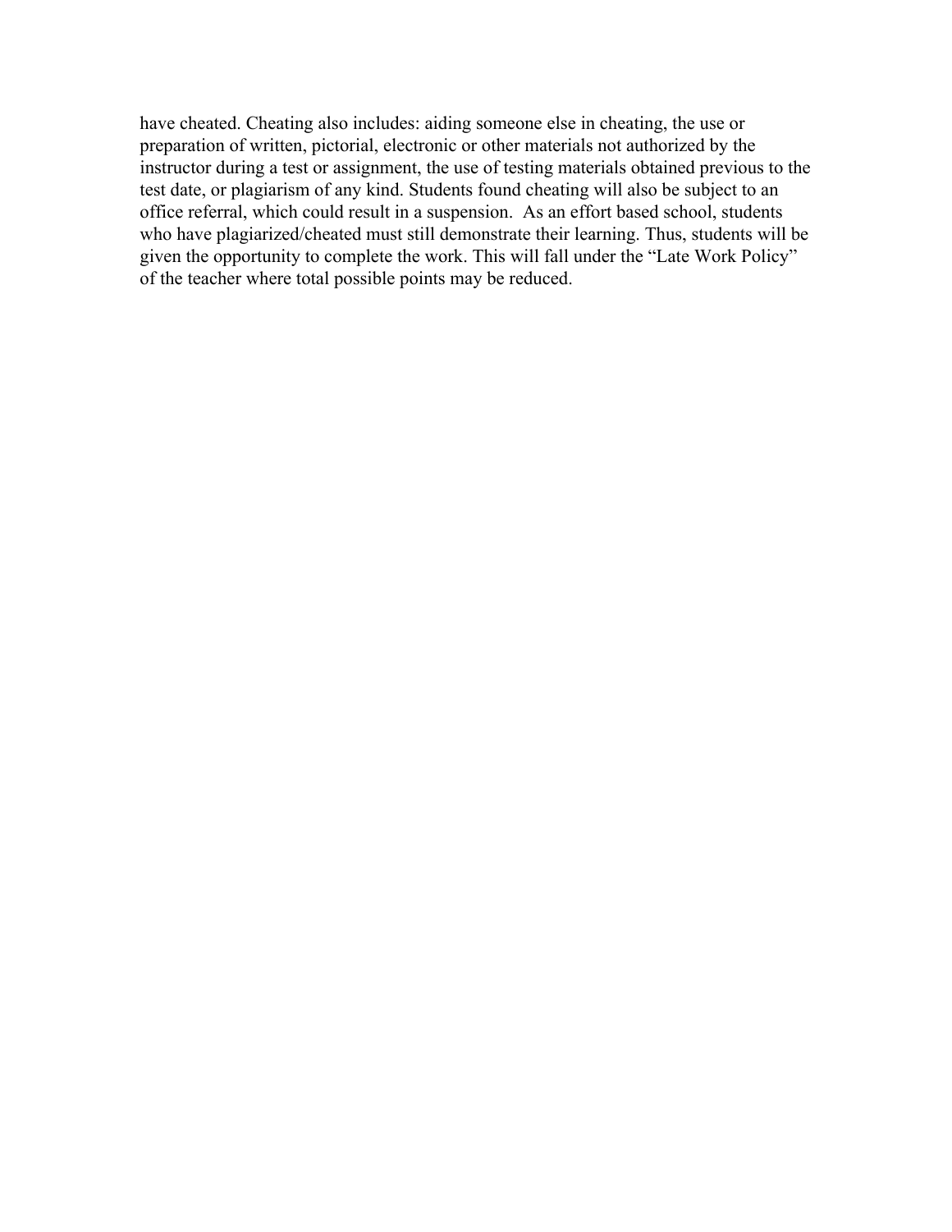have cheated. Cheating also includes: aiding someone else in cheating, the use or preparation of written, pictorial, electronic or other materials not authorized by the instructor during a test or assignment, the use of testing materials obtained previous to the test date, or plagiarism of any kind. Students found cheating will also be subject to an office referral, which could result in a suspension. As an effort based school, students who have plagiarized/cheated must still demonstrate their learning. Thus, students will be given the opportunity to complete the work. This will fall under the "Late Work Policy" of the teacher where total possible points may be reduced.